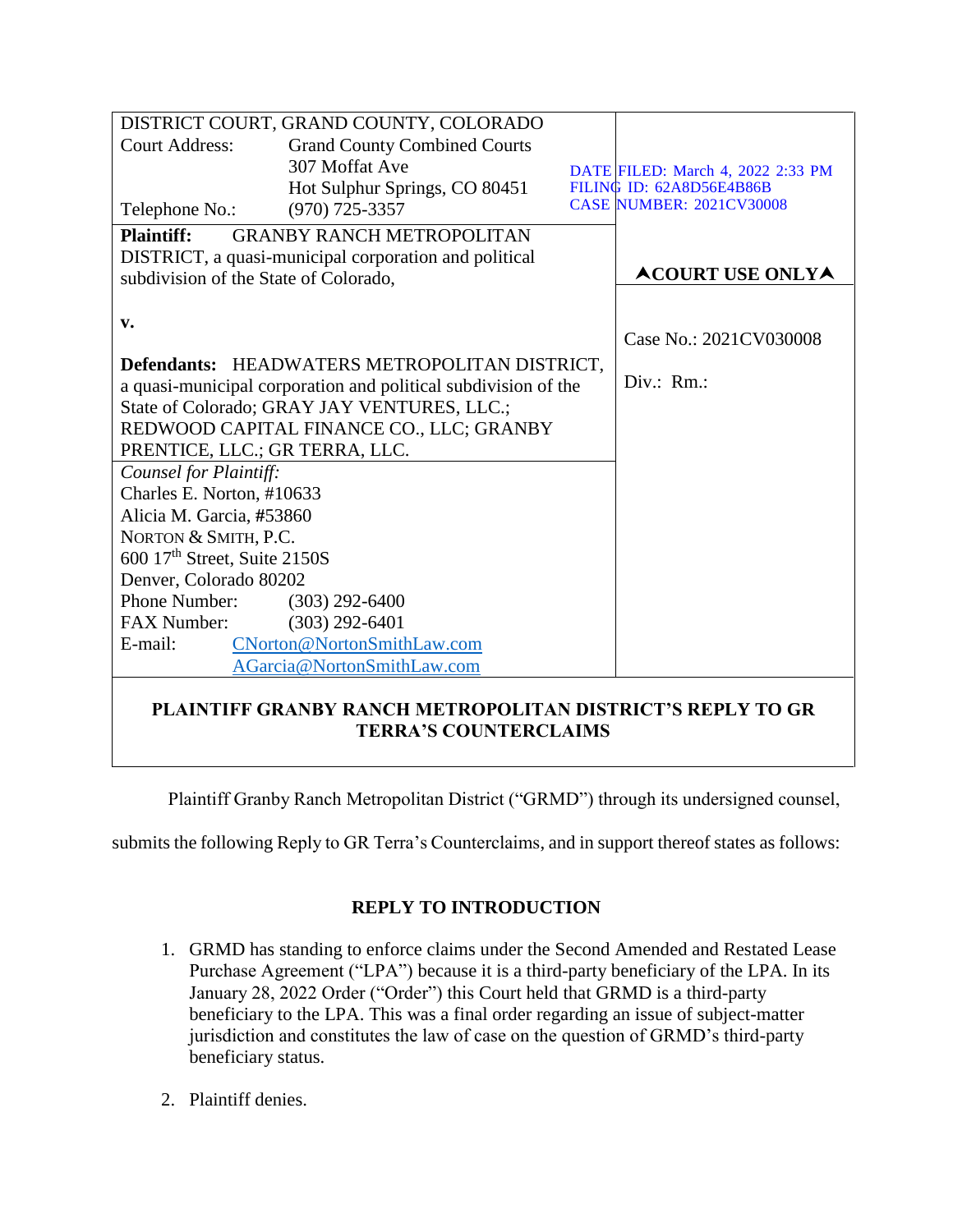| DISTRICT COURT, GRAND COUNTY, COLORADO<br>Court Address: Grand County Combined Courts<br>307 Moffat Ave<br>Hot Sulphur Springs, CO 80451<br>Telephone No.: (970) 725-3357 | DATE FILED: March 4, 2022 2:33 PM<br>FILING ID: 62A8D56E4B86B<br>CASE NUMBER: 2021CV30008 |
|---|---|
| **Plaintiff:** GRANBY RANCH METROPOLITAN DISTRICT, a quasi-municipal corporation and political subdivision of the State of Colorado,<br><br>**v.**<br><br>**Defendants:** HEADWATERS METROPOLITAN DISTRICT, a quasi-municipal corporation and political subdivision of the State of Colorado; GRAY JAY VENTURES, LLC.; REDWOOD CAPITAL FINANCE CO., LLC; GRANBY PRENTICE, LLC.; GR TERRA, LLC. | **⋏COURT USE ONLY⋏**<br><br>Case No.: 2021CV030008<br><br>Div.: Rm.: |
| *Counsel for Plaintiff:*<br>Charles E. Norton, #10633<br>Alicia M. Garcia, #53860<br>NORTON & SMITH, P.C.<br>600 17th Street, Suite 2150S<br>Denver, Colorado 80202<br>Phone Number: (303) 292-6400<br>FAX Number: (303) 292-6401<br>E-mail: CNorton@NortonSmithLaw.com<br>AGarcia@NortonSmithLaw.com | |

**PLAINTIFF GRANBY RANCH METROPOLITAN DISTRICT'S REPLY TO GR TERRA'S COUNTERCLAIMS**

Plaintiff Granby Ranch Metropolitan District ("GRMD") through its undersigned counsel, submits the following Reply to GR Terra's Counterclaims, and in support thereof states as follows:

## REPLY TO INTRODUCTION

1. GRMD has standing to enforce claims under the Second Amended and Restated Lease Purchase Agreement ("LPA") because it is a third-party beneficiary of the LPA. In its January 28, 2022 Order ("Order") this Court held that GRMD is a third-party beneficiary to the LPA. This was a final order regarding an issue of subject-matter jurisdiction and constitutes the law of case on the question of GRMD's third-party beneficiary status.

2. Plaintiff denies.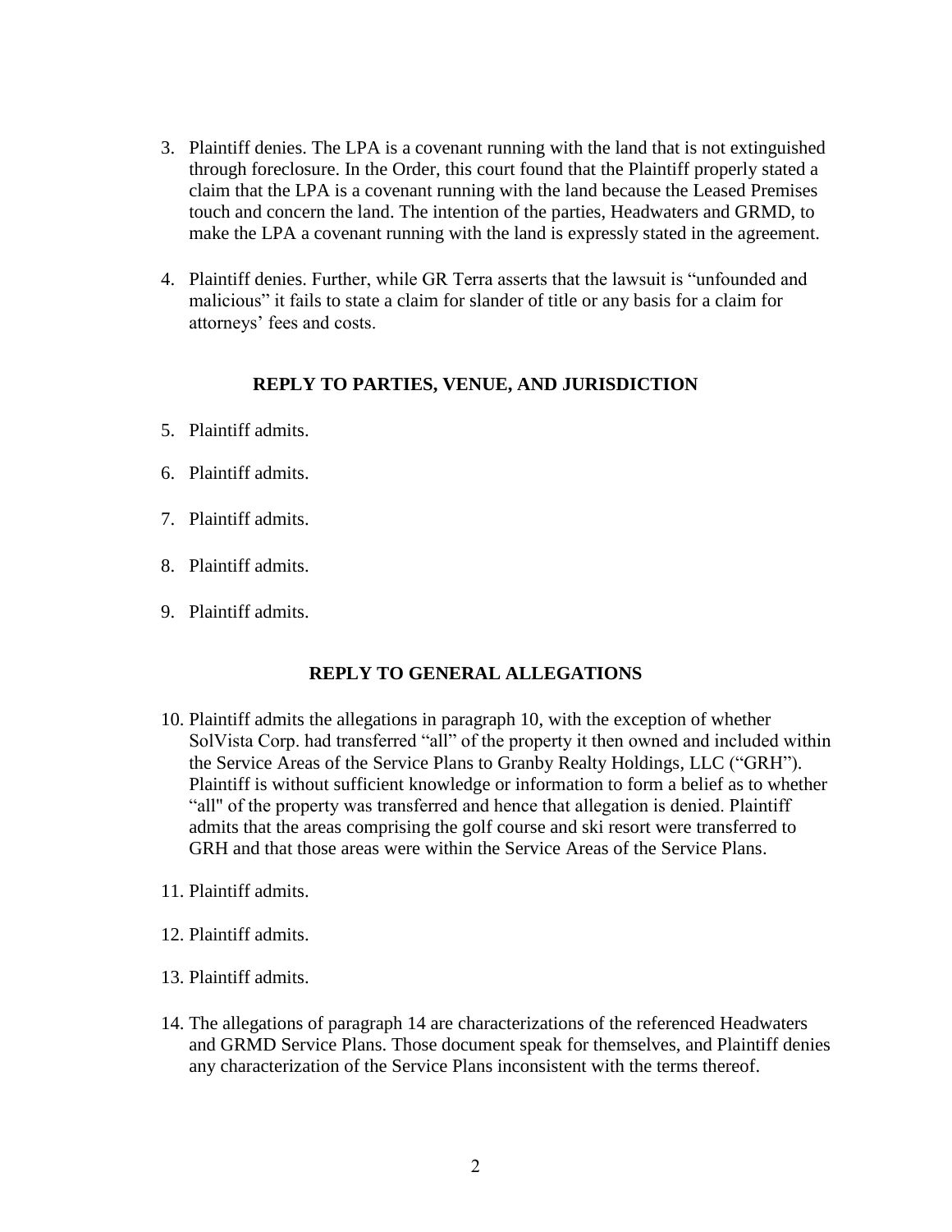3. Plaintiff denies. The LPA is a covenant running with the land that is not extinguished through foreclosure. In the Order, this court found that the Plaintiff properly stated a claim that the LPA is a covenant running with the land because the Leased Premises touch and concern the land. The intention of the parties, Headwaters and GRMD, to make the LPA a covenant running with the land is expressly stated in the agreement.

4. Plaintiff denies. Further, while GR Terra asserts that the lawsuit is "unfounded and malicious" it fails to state a claim for slander of title or any basis for a claim for attorneys' fees and costs.

## REPLY TO PARTIES, VENUE, AND JURISDICTION

5. Plaintiff admits.

6. Plaintiff admits.

7. Plaintiff admits.

8. Plaintiff admits.

9. Plaintiff admits.

## REPLY TO GENERAL ALLEGATIONS

10. Plaintiff admits the allegations in paragraph 10, with the exception of whether SolVista Corp. had transferred "all" of the property it then owned and included within the Service Areas of the Service Plans to Granby Realty Holdings, LLC ("GRH"). Plaintiff is without sufficient knowledge or information to form a belief as to whether "all" of the property was transferred and hence that allegation is denied. Plaintiff admits that the areas comprising the golf course and ski resort were transferred to GRH and that those areas were within the Service Areas of the Service Plans.

11. Plaintiff admits.

12. Plaintiff admits.

13. Plaintiff admits.

14. The allegations of paragraph 14 are characterizations of the referenced Headwaters and GRMD Service Plans. Those document speak for themselves, and Plaintiff denies any characterization of the Service Plans inconsistent with the terms thereof.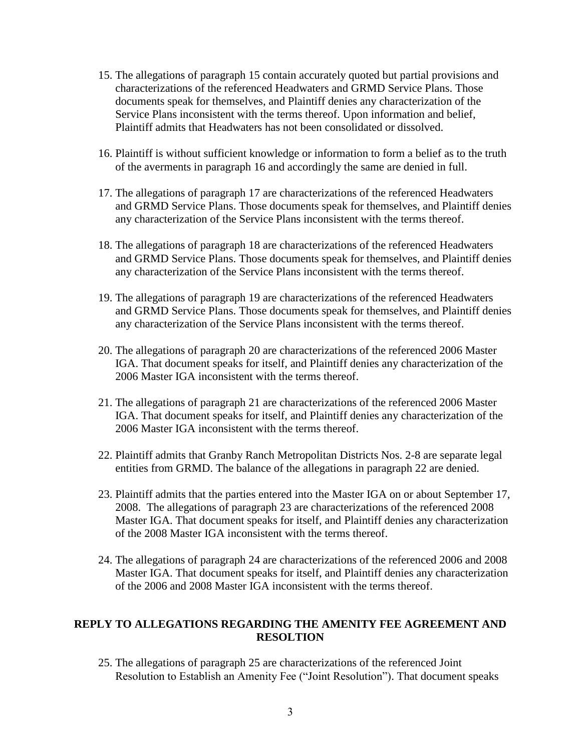15. The allegations of paragraph 15 contain accurately quoted but partial provisions and characterizations of the referenced Headwaters and GRMD Service Plans. Those documents speak for themselves, and Plaintiff denies any characterization of the Service Plans inconsistent with the terms thereof. Upon information and belief, Plaintiff admits that Headwaters has not been consolidated or dissolved.

16. Plaintiff is without sufficient knowledge or information to form a belief as to the truth of the averments in paragraph 16 and accordingly the same are denied in full.

17. The allegations of paragraph 17 are characterizations of the referenced Headwaters and GRMD Service Plans. Those documents speak for themselves, and Plaintiff denies any characterization of the Service Plans inconsistent with the terms thereof.

18. The allegations of paragraph 18 are characterizations of the referenced Headwaters and GRMD Service Plans. Those documents speak for themselves, and Plaintiff denies any characterization of the Service Plans inconsistent with the terms thereof.

19. The allegations of paragraph 19 are characterizations of the referenced Headwaters and GRMD Service Plans. Those documents speak for themselves, and Plaintiff denies any characterization of the Service Plans inconsistent with the terms thereof.

20. The allegations of paragraph 20 are characterizations of the referenced 2006 Master IGA. That document speaks for itself, and Plaintiff denies any characterization of the 2006 Master IGA inconsistent with the terms thereof.

21. The allegations of paragraph 21 are characterizations of the referenced 2006 Master IGA. That document speaks for itself, and Plaintiff denies any characterization of the 2006 Master IGA inconsistent with the terms thereof.

22. Plaintiff admits that Granby Ranch Metropolitan Districts Nos. 2-8 are separate legal entities from GRMD. The balance of the allegations in paragraph 22 are denied.

23. Plaintiff admits that the parties entered into the Master IGA on or about September 17, 2008. The allegations of paragraph 23 are characterizations of the referenced 2008 Master IGA. That document speaks for itself, and Plaintiff denies any characterization of the 2008 Master IGA inconsistent with the terms thereof.

24. The allegations of paragraph 24 are characterizations of the referenced 2006 and 2008 Master IGA. That document speaks for itself, and Plaintiff denies any characterization of the 2006 and 2008 Master IGA inconsistent with the terms thereof.

## REPLY TO ALLEGATIONS REGARDING THE AMENITY FEE AGREEMENT AND RESOLTION

25. The allegations of paragraph 25 are characterizations of the referenced Joint Resolution to Establish an Amenity Fee ("Joint Resolution"). That document speaks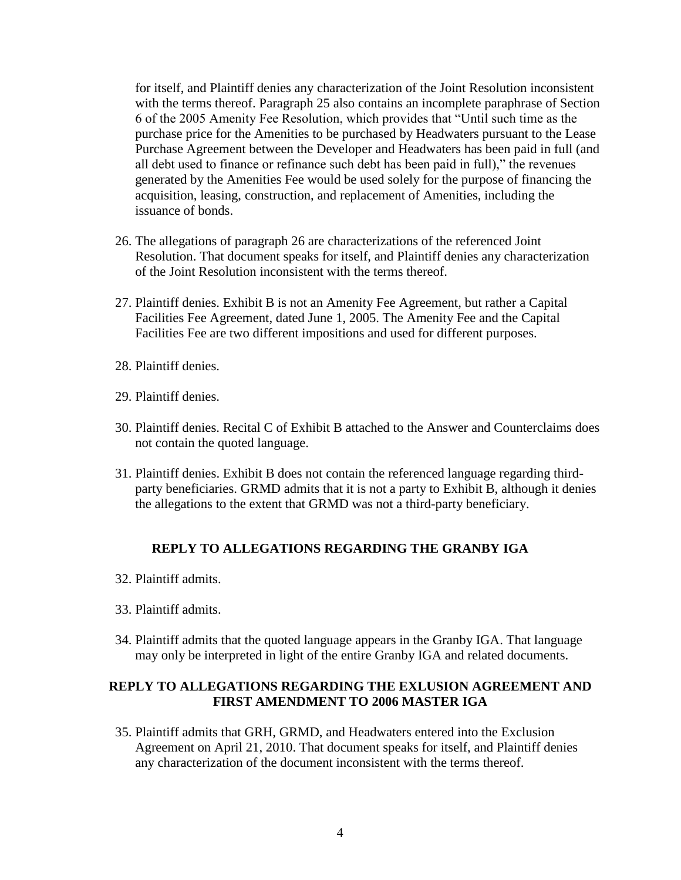for itself, and Plaintiff denies any characterization of the Joint Resolution inconsistent with the terms thereof. Paragraph 25 also contains an incomplete paraphrase of Section 6 of the 2005 Amenity Fee Resolution, which provides that "Until such time as the purchase price for the Amenities to be purchased by Headwaters pursuant to the Lease Purchase Agreement between the Developer and Headwaters has been paid in full (and all debt used to finance or refinance such debt has been paid in full)," the revenues generated by the Amenities Fee would be used solely for the purpose of financing the acquisition, leasing, construction, and replacement of Amenities, including the issuance of bonds.

26. The allegations of paragraph 26 are characterizations of the referenced Joint Resolution. That document speaks for itself, and Plaintiff denies any characterization of the Joint Resolution inconsistent with the terms thereof.

27. Plaintiff denies. Exhibit B is not an Amenity Fee Agreement, but rather a Capital Facilities Fee Agreement, dated June 1, 2005. The Amenity Fee and the Capital Facilities Fee are two different impositions and used for different purposes.

28. Plaintiff denies.

29. Plaintiff denies.

30. Plaintiff denies. Recital C of Exhibit B attached to the Answer and Counterclaims does not contain the quoted language.

31. Plaintiff denies. Exhibit B does not contain the referenced language regarding third-party beneficiaries. GRMD admits that it is not a party to Exhibit B, although it denies the allegations to the extent that GRMD was not a third-party beneficiary.

## REPLY TO ALLEGATIONS REGARDING THE GRANBY IGA

32. Plaintiff admits.

33. Plaintiff admits.

34. Plaintiff admits that the quoted language appears in the Granby IGA. That language may only be interpreted in light of the entire Granby IGA and related documents.

## REPLY TO ALLEGATIONS REGARDING THE EXLUSION AGREEMENT AND FIRST AMENDMENT TO 2006 MASTER IGA

35. Plaintiff admits that GRH, GRMD, and Headwaters entered into the Exclusion Agreement on April 21, 2010. That document speaks for itself, and Plaintiff denies any characterization of the document inconsistent with the terms thereof.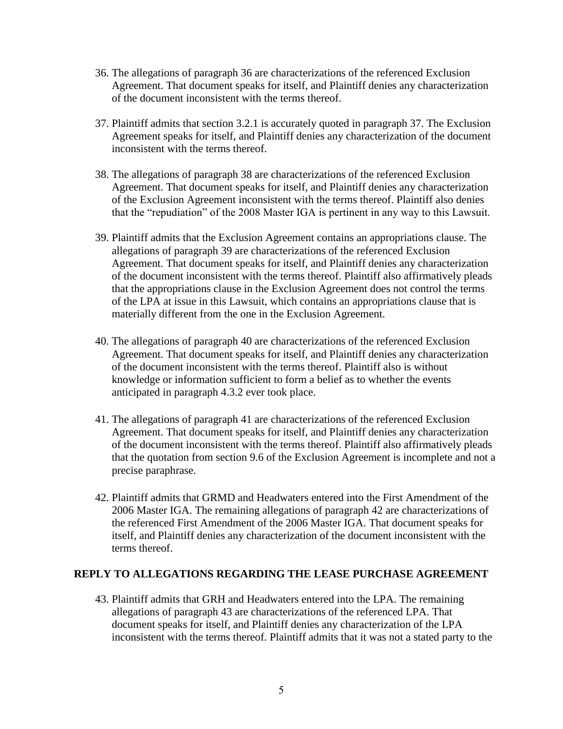36. The allegations of paragraph 36 are characterizations of the referenced Exclusion Agreement. That document speaks for itself, and Plaintiff denies any characterization of the document inconsistent with the terms thereof.

37. Plaintiff admits that section 3.2.1 is accurately quoted in paragraph 37. The Exclusion Agreement speaks for itself, and Plaintiff denies any characterization of the document inconsistent with the terms thereof.

38. The allegations of paragraph 38 are characterizations of the referenced Exclusion Agreement. That document speaks for itself, and Plaintiff denies any characterization of the Exclusion Agreement inconsistent with the terms thereof. Plaintiff also denies that the "repudiation" of the 2008 Master IGA is pertinent in any way to this Lawsuit.

39. Plaintiff admits that the Exclusion Agreement contains an appropriations clause. The allegations of paragraph 39 are characterizations of the referenced Exclusion Agreement. That document speaks for itself, and Plaintiff denies any characterization of the document inconsistent with the terms thereof. Plaintiff also affirmatively pleads that the appropriations clause in the Exclusion Agreement does not control the terms of the LPA at issue in this Lawsuit, which contains an appropriations clause that is materially different from the one in the Exclusion Agreement.

40. The allegations of paragraph 40 are characterizations of the referenced Exclusion Agreement. That document speaks for itself, and Plaintiff denies any characterization of the document inconsistent with the terms thereof. Plaintiff also is without knowledge or information sufficient to form a belief as to whether the events anticipated in paragraph 4.3.2 ever took place.

41. The allegations of paragraph 41 are characterizations of the referenced Exclusion Agreement. That document speaks for itself, and Plaintiff denies any characterization of the document inconsistent with the terms thereof. Plaintiff also affirmatively pleads that the quotation from section 9.6 of the Exclusion Agreement is incomplete and not a precise paraphrase.

42. Plaintiff admits that GRMD and Headwaters entered into the First Amendment of the 2006 Master IGA. The remaining allegations of paragraph 42 are characterizations of the referenced First Amendment of the 2006 Master IGA. That document speaks for itself, and Plaintiff denies any characterization of the document inconsistent with the terms thereof.

## REPLY TO ALLEGATIONS REGARDING THE LEASE PURCHASE AGREEMENT

43. Plaintiff admits that GRH and Headwaters entered into the LPA. The remaining allegations of paragraph 43 are characterizations of the referenced LPA. That document speaks for itself, and Plaintiff denies any characterization of the LPA inconsistent with the terms thereof. Plaintiff admits that it was not a stated party to the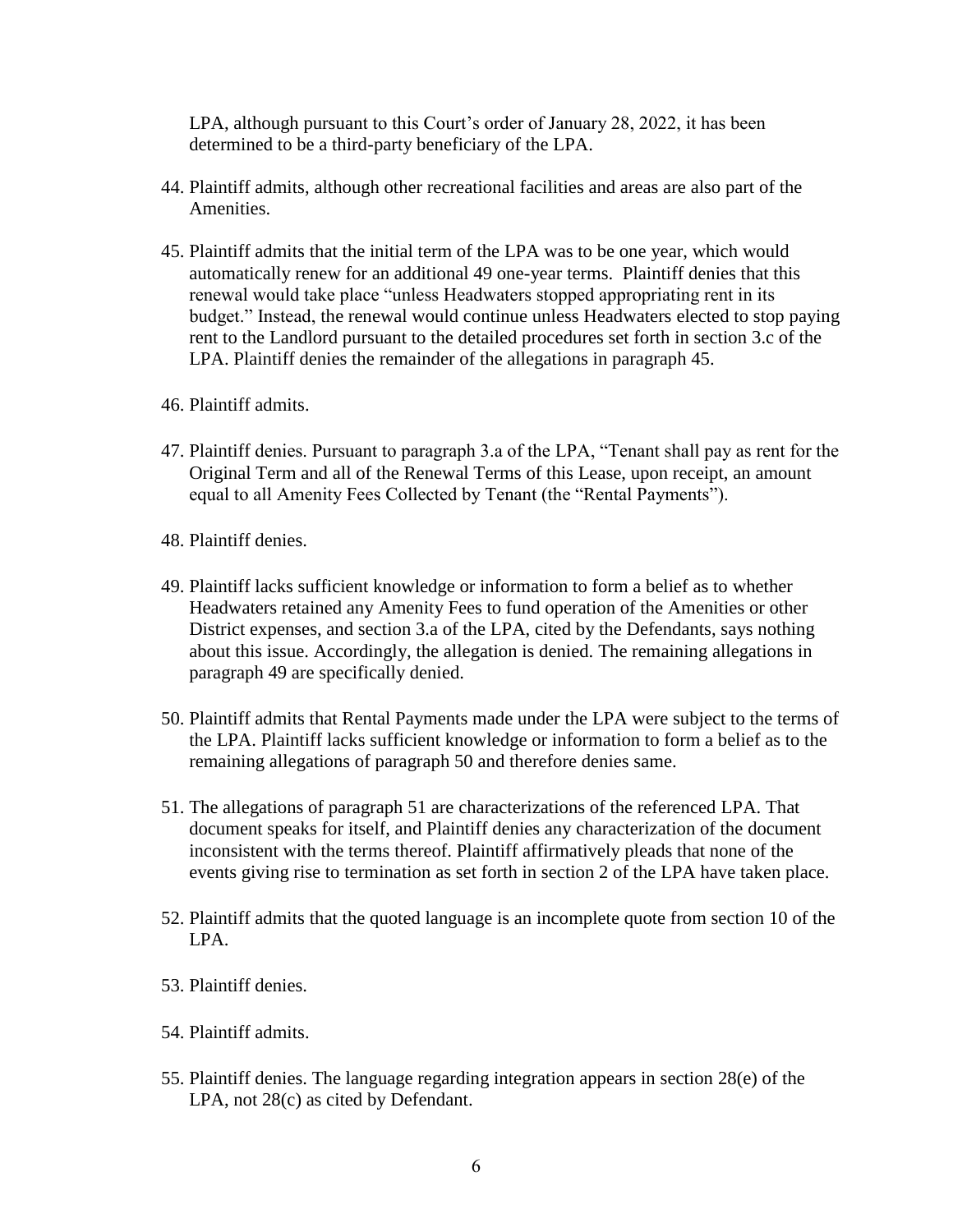LPA, although pursuant to this Court's order of January 28, 2022, it has been determined to be a third-party beneficiary of the LPA.

44. Plaintiff admits, although other recreational facilities and areas are also part of the Amenities.

45. Plaintiff admits that the initial term of the LPA was to be one year, which would automatically renew for an additional 49 one-year terms. Plaintiff denies that this renewal would take place "unless Headwaters stopped appropriating rent in its budget." Instead, the renewal would continue unless Headwaters elected to stop paying rent to the Landlord pursuant to the detailed procedures set forth in section 3.c of the LPA. Plaintiff denies the remainder of the allegations in paragraph 45.

46. Plaintiff admits.

47. Plaintiff denies. Pursuant to paragraph 3.a of the LPA, "Tenant shall pay as rent for the Original Term and all of the Renewal Terms of this Lease, upon receipt, an amount equal to all Amenity Fees Collected by Tenant (the "Rental Payments").

48. Plaintiff denies.

49. Plaintiff lacks sufficient knowledge or information to form a belief as to whether Headwaters retained any Amenity Fees to fund operation of the Amenities or other District expenses, and section 3.a of the LPA, cited by the Defendants, says nothing about this issue. Accordingly, the allegation is denied. The remaining allegations in paragraph 49 are specifically denied.

50. Plaintiff admits that Rental Payments made under the LPA were subject to the terms of the LPA. Plaintiff lacks sufficient knowledge or information to form a belief as to the remaining allegations of paragraph 50 and therefore denies same.

51. The allegations of paragraph 51 are characterizations of the referenced LPA. That document speaks for itself, and Plaintiff denies any characterization of the document inconsistent with the terms thereof. Plaintiff affirmatively pleads that none of the events giving rise to termination as set forth in section 2 of the LPA have taken place.

52. Plaintiff admits that the quoted language is an incomplete quote from section 10 of the LPA.

53. Plaintiff denies.

54. Plaintiff admits.

55. Plaintiff denies. The language regarding integration appears in section 28(e) of the LPA, not 28(c) as cited by Defendant.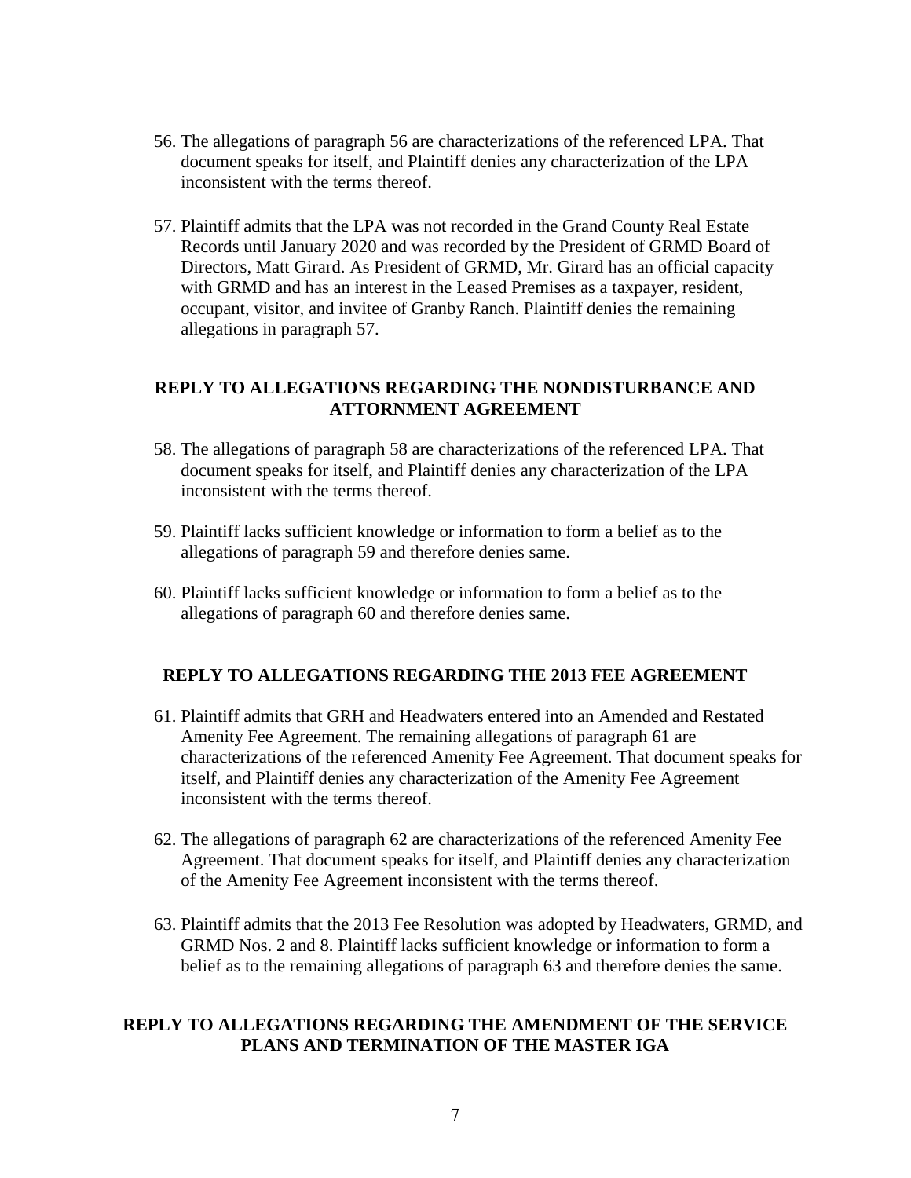56. The allegations of paragraph 56 are characterizations of the referenced LPA. That document speaks for itself, and Plaintiff denies any characterization of the LPA inconsistent with the terms thereof.

57. Plaintiff admits that the LPA was not recorded in the Grand County Real Estate Records until January 2020 and was recorded by the President of GRMD Board of Directors, Matt Girard. As President of GRMD, Mr. Girard has an official capacity with GRMD and has an interest in the Leased Premises as a taxpayer, resident, occupant, visitor, and invitee of Granby Ranch. Plaintiff denies the remaining allegations in paragraph 57.

## REPLY TO ALLEGATIONS REGARDING THE NONDISTURBANCE AND ATTORNMENT AGREEMENT

58. The allegations of paragraph 58 are characterizations of the referenced LPA. That document speaks for itself, and Plaintiff denies any characterization of the LPA inconsistent with the terms thereof.

59. Plaintiff lacks sufficient knowledge or information to form a belief as to the allegations of paragraph 59 and therefore denies same.

60. Plaintiff lacks sufficient knowledge or information to form a belief as to the allegations of paragraph 60 and therefore denies same.

## REPLY TO ALLEGATIONS REGARDING THE 2013 FEE AGREEMENT

61. Plaintiff admits that GRH and Headwaters entered into an Amended and Restated Amenity Fee Agreement. The remaining allegations of paragraph 61 are characterizations of the referenced Amenity Fee Agreement. That document speaks for itself, and Plaintiff denies any characterization of the Amenity Fee Agreement inconsistent with the terms thereof.

62. The allegations of paragraph 62 are characterizations of the referenced Amenity Fee Agreement. That document speaks for itself, and Plaintiff denies any characterization of the Amenity Fee Agreement inconsistent with the terms thereof.

63. Plaintiff admits that the 2013 Fee Resolution was adopted by Headwaters, GRMD, and GRMD Nos. 2 and 8. Plaintiff lacks sufficient knowledge or information to form a belief as to the remaining allegations of paragraph 63 and therefore denies the same.

## REPLY TO ALLEGATIONS REGARDING THE AMENDMENT OF THE SERVICE PLANS AND TERMINATION OF THE MASTER IGA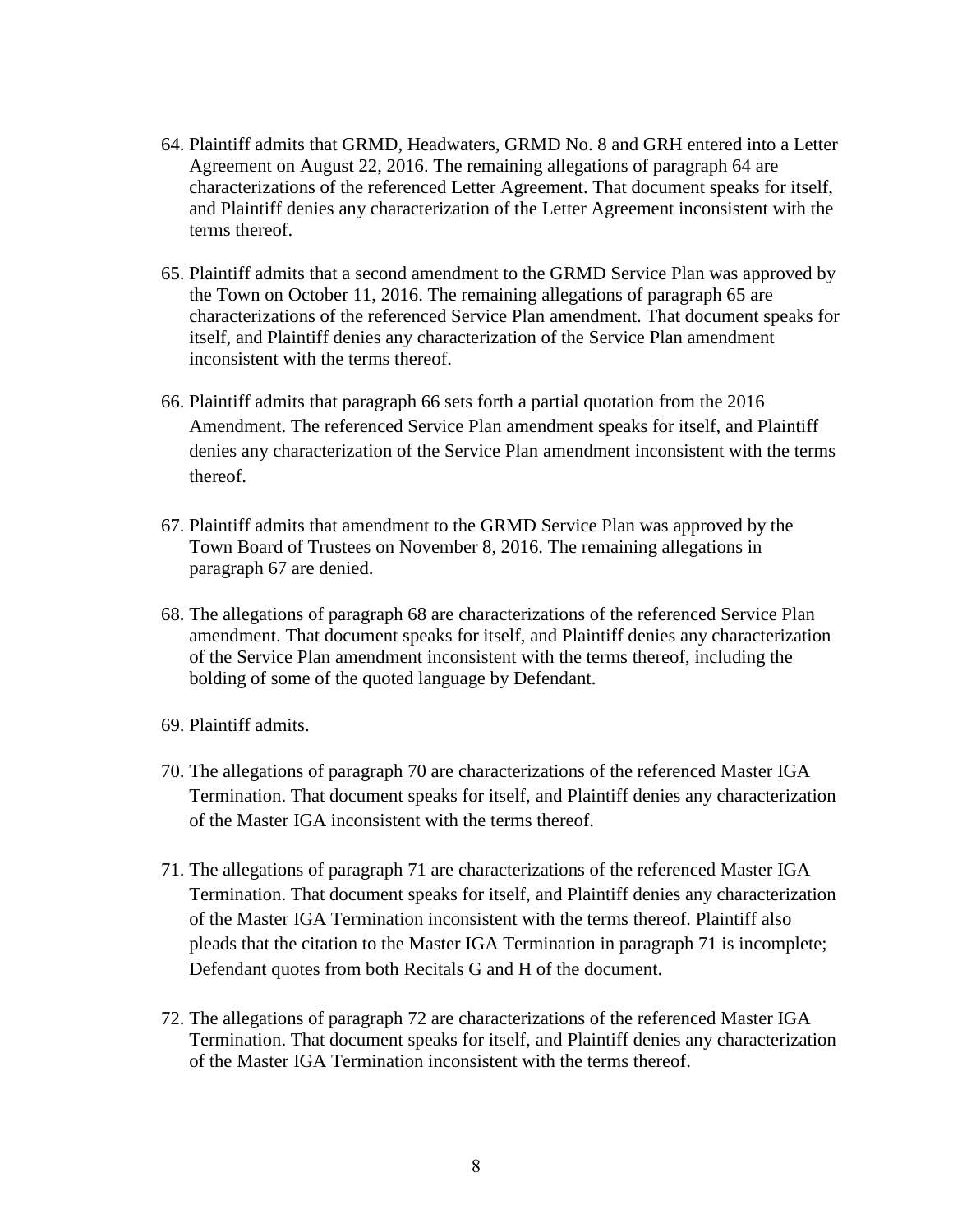64. Plaintiff admits that GRMD, Headwaters, GRMD No. 8 and GRH entered into a Letter Agreement on August 22, 2016. The remaining allegations of paragraph 64 are characterizations of the referenced Letter Agreement. That document speaks for itself, and Plaintiff denies any characterization of the Letter Agreement inconsistent with the terms thereof.

65. Plaintiff admits that a second amendment to the GRMD Service Plan was approved by the Town on October 11, 2016. The remaining allegations of paragraph 65 are characterizations of the referenced Service Plan amendment. That document speaks for itself, and Plaintiff denies any characterization of the Service Plan amendment inconsistent with the terms thereof.

66. Plaintiff admits that paragraph 66 sets forth a partial quotation from the 2016 Amendment. The referenced Service Plan amendment speaks for itself, and Plaintiff denies any characterization of the Service Plan amendment inconsistent with the terms thereof.

67. Plaintiff admits that amendment to the GRMD Service Plan was approved by the Town Board of Trustees on November 8, 2016. The remaining allegations in paragraph 67 are denied.

68. The allegations of paragraph 68 are characterizations of the referenced Service Plan amendment. That document speaks for itself, and Plaintiff denies any characterization of the Service Plan amendment inconsistent with the terms thereof, including the bolding of some of the quoted language by Defendant.

69. Plaintiff admits.

70. The allegations of paragraph 70 are characterizations of the referenced Master IGA Termination. That document speaks for itself, and Plaintiff denies any characterization of the Master IGA inconsistent with the terms thereof.

71. The allegations of paragraph 71 are characterizations of the referenced Master IGA Termination. That document speaks for itself, and Plaintiff denies any characterization of the Master IGA Termination inconsistent with the terms thereof. Plaintiff also pleads that the citation to the Master IGA Termination in paragraph 71 is incomplete; Defendant quotes from both Recitals G and H of the document.

72. The allegations of paragraph 72 are characterizations of the referenced Master IGA Termination. That document speaks for itself, and Plaintiff denies any characterization of the Master IGA Termination inconsistent with the terms thereof.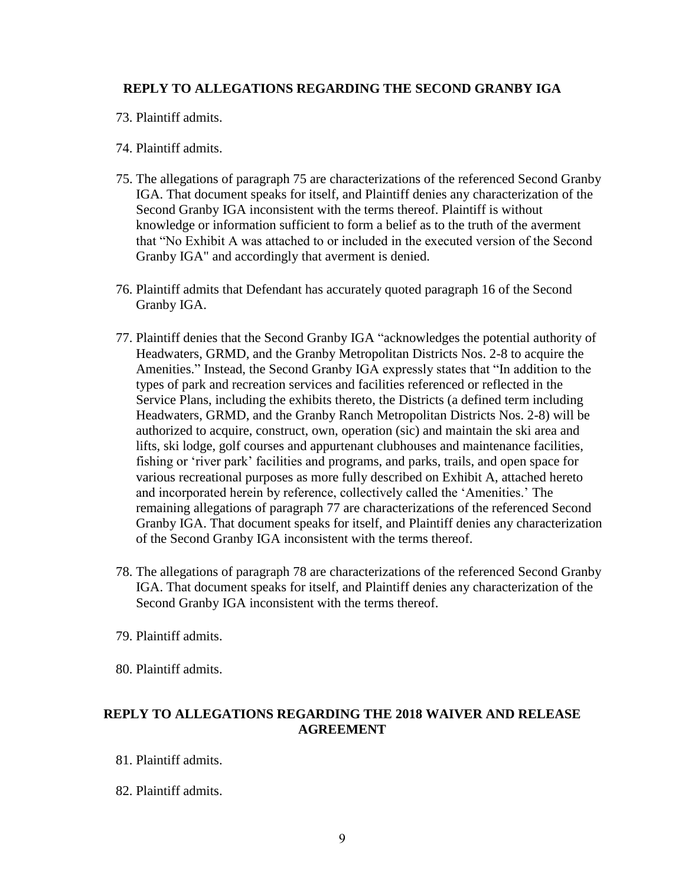**REPLY TO ALLEGATIONS REGARDING THE SECOND GRANBY IGA**

73. Plaintiff admits.

74. Plaintiff admits.

75. The allegations of paragraph 75 are characterizations of the referenced Second Granby IGA. That document speaks for itself, and Plaintiff denies any characterization of the Second Granby IGA inconsistent with the terms thereof. Plaintiff is without knowledge or information sufficient to form a belief as to the truth of the averment that "No Exhibit A was attached to or included in the executed version of the Second Granby IGA" and accordingly that averment is denied.

76. Plaintiff admits that Defendant has accurately quoted paragraph 16 of the Second Granby IGA.

77. Plaintiff denies that the Second Granby IGA "acknowledges the potential authority of Headwaters, GRMD, and the Granby Metropolitan Districts Nos. 2-8 to acquire the Amenities." Instead, the Second Granby IGA expressly states that "In addition to the types of park and recreation services and facilities referenced or reflected in the Service Plans, including the exhibits thereto, the Districts (a defined term including Headwaters, GRMD, and the Granby Ranch Metropolitan Districts Nos. 2-8) will be authorized to acquire, construct, own, operation (sic) and maintain the ski area and lifts, ski lodge, golf courses and appurtenant clubhouses and maintenance facilities, fishing or 'river park' facilities and programs, and parks, trails, and open space for various recreational purposes as more fully described on Exhibit A, attached hereto and incorporated herein by reference, collectively called the 'Amenities.' The remaining allegations of paragraph 77 are characterizations of the referenced Second Granby IGA. That document speaks for itself, and Plaintiff denies any characterization of the Second Granby IGA inconsistent with the terms thereof.

78. The allegations of paragraph 78 are characterizations of the referenced Second Granby IGA. That document speaks for itself, and Plaintiff denies any characterization of the Second Granby IGA inconsistent with the terms thereof.

79. Plaintiff admits.

80. Plaintiff admits.

**REPLY TO ALLEGATIONS REGARDING THE 2018 WAIVER AND RELEASE AGREEMENT**

81. Plaintiff admits.

82. Plaintiff admits.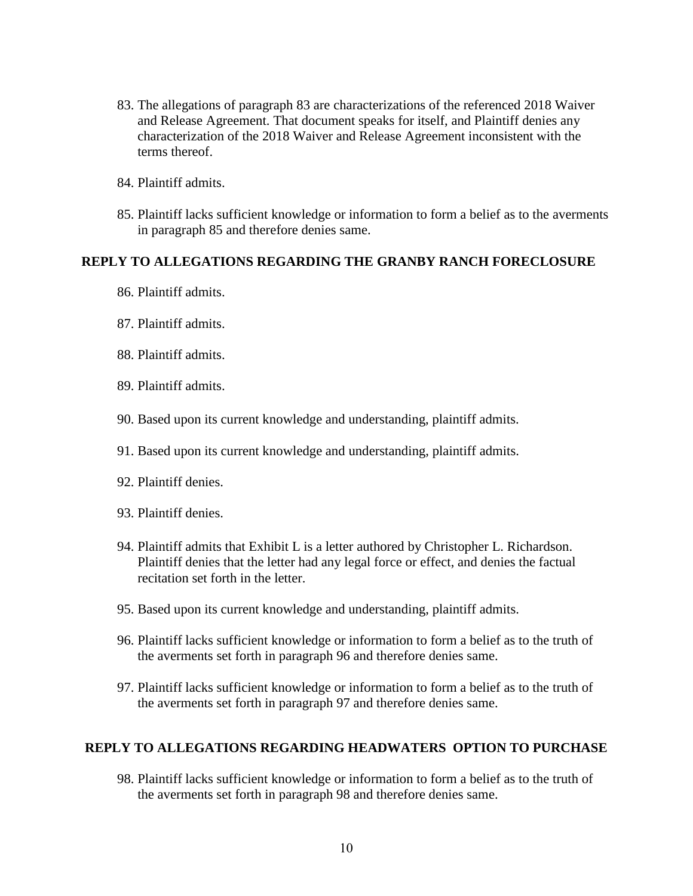83. The allegations of paragraph 83 are characterizations of the referenced 2018 Waiver and Release Agreement. That document speaks for itself, and Plaintiff denies any characterization of the 2018 Waiver and Release Agreement inconsistent with the terms thereof.

84. Plaintiff admits.

85. Plaintiff lacks sufficient knowledge or information to form a belief as to the averments in paragraph 85 and therefore denies same.

## REPLY TO ALLEGATIONS REGARDING THE GRANBY RANCH FORECLOSURE

86. Plaintiff admits.

87. Plaintiff admits.

88. Plaintiff admits.

89. Plaintiff admits.

90. Based upon its current knowledge and understanding, plaintiff admits.

91. Based upon its current knowledge and understanding, plaintiff admits.

92. Plaintiff denies.

93. Plaintiff denies.

94. Plaintiff admits that Exhibit L is a letter authored by Christopher L. Richardson. Plaintiff denies that the letter had any legal force or effect, and denies the factual recitation set forth in the letter.

95. Based upon its current knowledge and understanding, plaintiff admits.

96. Plaintiff lacks sufficient knowledge or information to form a belief as to the truth of the averments set forth in paragraph 96 and therefore denies same.

97. Plaintiff lacks sufficient knowledge or information to form a belief as to the truth of the averments set forth in paragraph 97 and therefore denies same.

## REPLY TO ALLEGATIONS REGARDING HEADWATERS OPTION TO PURCHASE

98. Plaintiff lacks sufficient knowledge or information to form a belief as to the truth of the averments set forth in paragraph 98 and therefore denies same.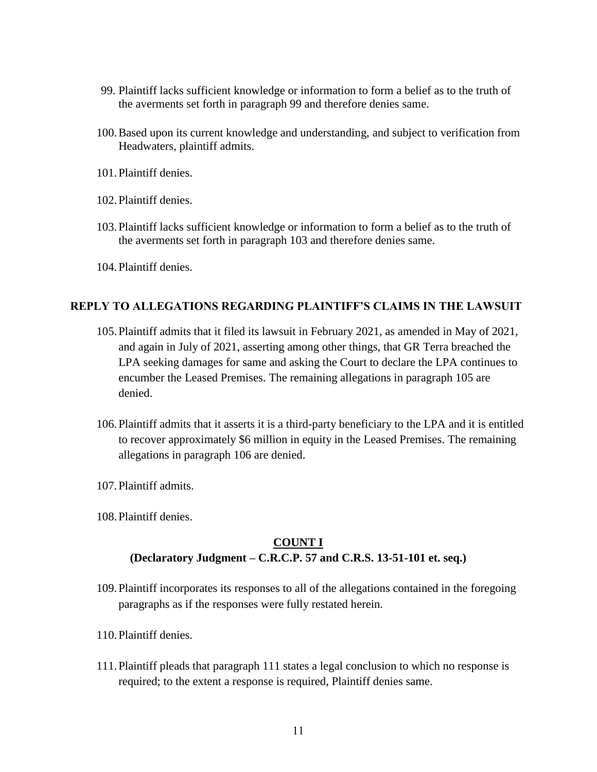99. Plaintiff lacks sufficient knowledge or information to form a belief as to the truth of the averments set forth in paragraph 99 and therefore denies same.

100. Based upon its current knowledge and understanding, and subject to verification from Headwaters, plaintiff admits.

101. Plaintiff denies.

102. Plaintiff denies.

103. Plaintiff lacks sufficient knowledge or information to form a belief as to the truth of the averments set forth in paragraph 103 and therefore denies same.

104. Plaintiff denies.

## REPLY TO ALLEGATIONS REGARDING PLAINTIFF'S CLAIMS IN THE LAWSUIT

105. Plaintiff admits that it filed its lawsuit in February 2021, as amended in May of 2021, and again in July of 2021, asserting among other things, that GR Terra breached the LPA seeking damages for same and asking the Court to declare the LPA continues to encumber the Leased Premises. The remaining allegations in paragraph 105 are denied.

106. Plaintiff admits that it asserts it is a third-party beneficiary to the LPA and it is entitled to recover approximately $6 million in equity in the Leased Premises. The remaining allegations in paragraph 106 are denied.

107. Plaintiff admits.

108. Plaintiff denies.

## COUNT I
### (Declaratory Judgment – C.R.C.P. 57 and C.R.S. 13-51-101 et. seq.)

109. Plaintiff incorporates its responses to all of the allegations contained in the foregoing paragraphs as if the responses were fully restated herein.

110. Plaintiff denies.

111. Plaintiff pleads that paragraph 111 states a legal conclusion to which no response is required; to the extent a response is required, Plaintiff denies same.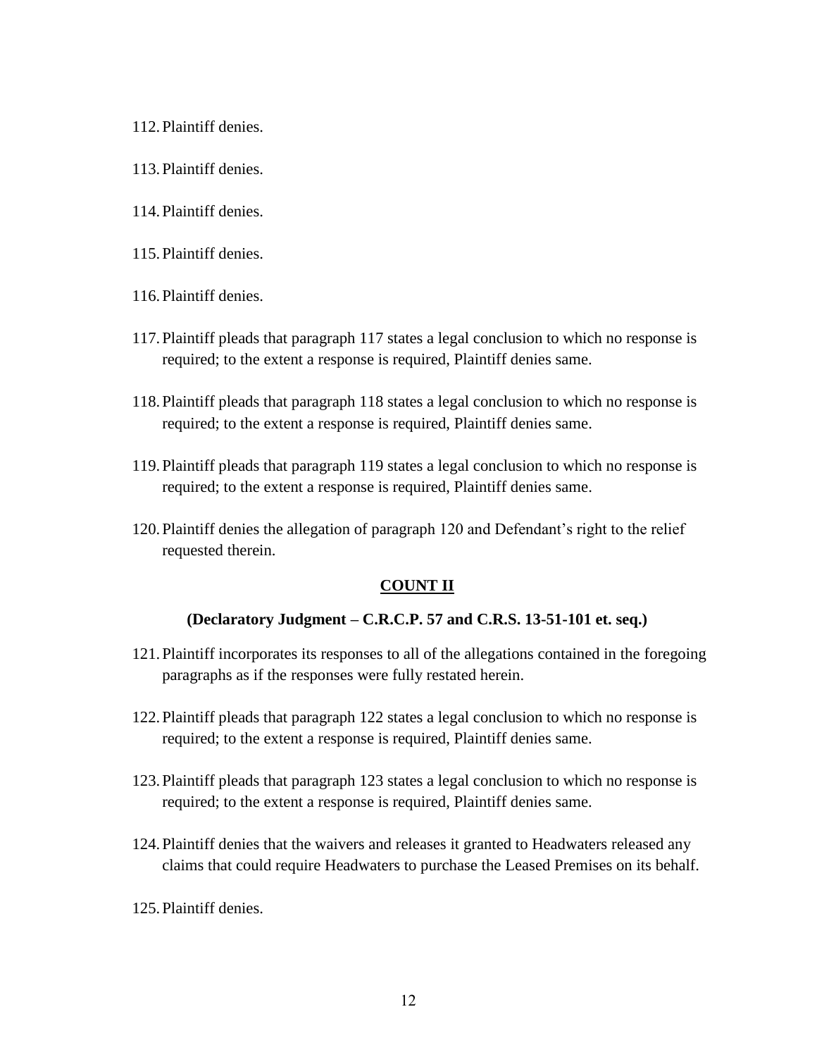112. Plaintiff denies.

113. Plaintiff denies.

114. Plaintiff denies.

115. Plaintiff denies.

116. Plaintiff denies.

117. Plaintiff pleads that paragraph 117 states a legal conclusion to which no response is required; to the extent a response is required, Plaintiff denies same.

118. Plaintiff pleads that paragraph 118 states a legal conclusion to which no response is required; to the extent a response is required, Plaintiff denies same.

119. Plaintiff pleads that paragraph 119 states a legal conclusion to which no response is required; to the extent a response is required, Plaintiff denies same.

120. Plaintiff denies the allegation of paragraph 120 and Defendant's right to the relief requested therein.

## COUNT II

### (Declaratory Judgment – C.R.C.P. 57 and C.R.S. 13-51-101 et. seq.)

121. Plaintiff incorporates its responses to all of the allegations contained in the foregoing paragraphs as if the responses were fully restated herein.

122. Plaintiff pleads that paragraph 122 states a legal conclusion to which no response is required; to the extent a response is required, Plaintiff denies same.

123. Plaintiff pleads that paragraph 123 states a legal conclusion to which no response is required; to the extent a response is required, Plaintiff denies same.

124. Plaintiff denies that the waivers and releases it granted to Headwaters released any claims that could require Headwaters to purchase the Leased Premises on its behalf.

125. Plaintiff denies.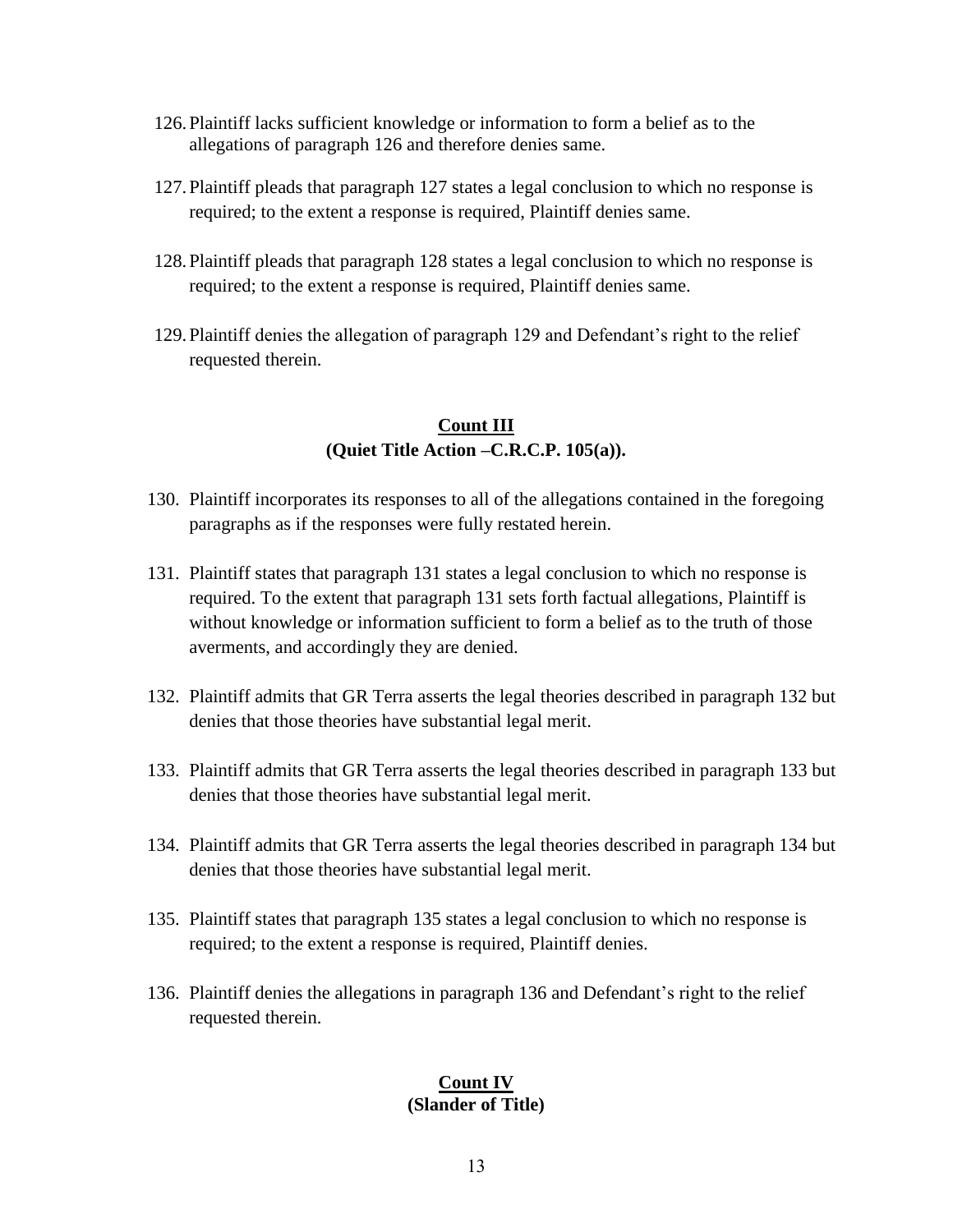126. Plaintiff lacks sufficient knowledge or information to form a belief as to the allegations of paragraph 126 and therefore denies same.

127. Plaintiff pleads that paragraph 127 states a legal conclusion to which no response is required; to the extent a response is required, Plaintiff denies same.

128. Plaintiff pleads that paragraph 128 states a legal conclusion to which no response is required; to the extent a response is required, Plaintiff denies same.

129. Plaintiff denies the allegation of paragraph 129 and Defendant's right to the relief requested therein.

**<u>Count III</u>**
**(Quiet Title Action –C.R.C.P. 105(a)).**

130. Plaintiff incorporates its responses to all of the allegations contained in the foregoing paragraphs as if the responses were fully restated herein.

131. Plaintiff states that paragraph 131 states a legal conclusion to which no response is required. To the extent that paragraph 131 sets forth factual allegations, Plaintiff is without knowledge or information sufficient to form a belief as to the truth of those averments, and accordingly they are denied.

132. Plaintiff admits that GR Terra asserts the legal theories described in paragraph 132 but denies that those theories have substantial legal merit.

133. Plaintiff admits that GR Terra asserts the legal theories described in paragraph 133 but denies that those theories have substantial legal merit.

134. Plaintiff admits that GR Terra asserts the legal theories described in paragraph 134 but denies that those theories have substantial legal merit.

135. Plaintiff states that paragraph 135 states a legal conclusion to which no response is required; to the extent a response is required, Plaintiff denies.

136. Plaintiff denies the allegations in paragraph 136 and Defendant's right to the relief requested therein.

**<u>Count IV</u>**
**(Slander of Title)**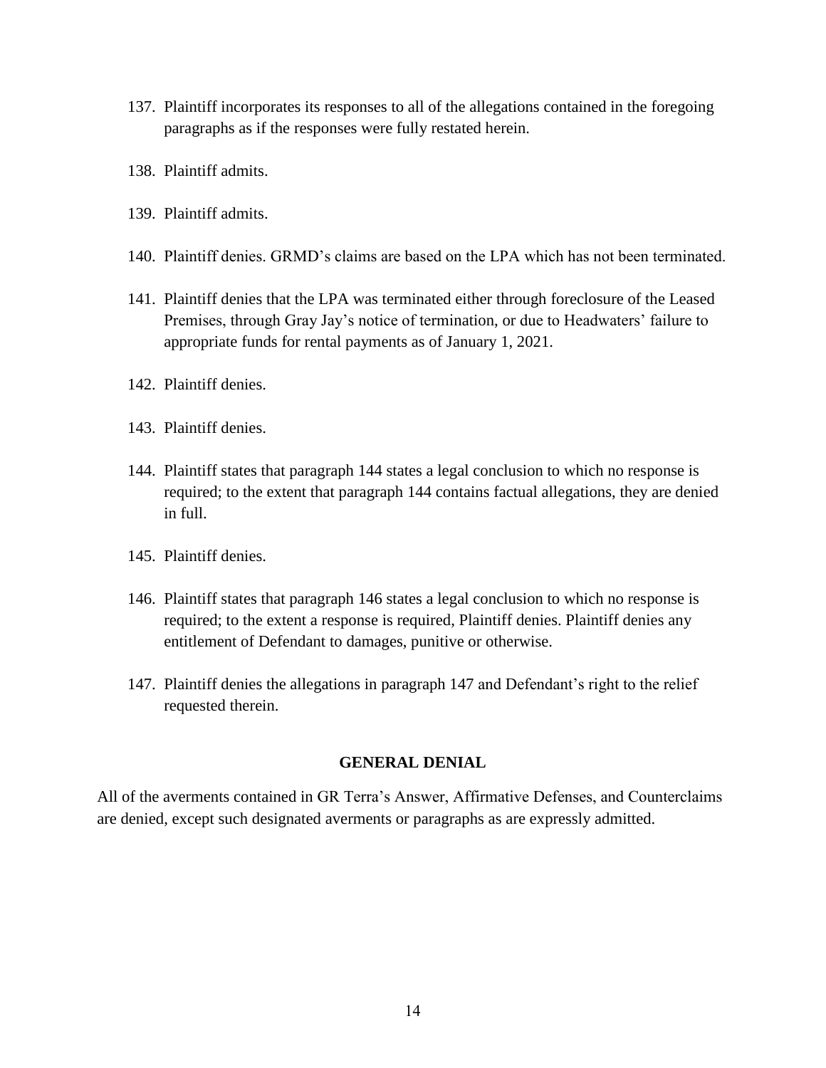137. Plaintiff incorporates its responses to all of the allegations contained in the foregoing paragraphs as if the responses were fully restated herein.

138. Plaintiff admits.

139. Plaintiff admits.

140. Plaintiff denies. GRMD's claims are based on the LPA which has not been terminated.

141. Plaintiff denies that the LPA was terminated either through foreclosure of the Leased Premises, through Gray Jay's notice of termination, or due to Headwaters' failure to appropriate funds for rental payments as of January 1, 2021.

142. Plaintiff denies.

143. Plaintiff denies.

144. Plaintiff states that paragraph 144 states a legal conclusion to which no response is required; to the extent that paragraph 144 contains factual allegations, they are denied in full.

145. Plaintiff denies.

146. Plaintiff states that paragraph 146 states a legal conclusion to which no response is required; to the extent a response is required, Plaintiff denies. Plaintiff denies any entitlement of Defendant to damages, punitive or otherwise.

147. Plaintiff denies the allegations in paragraph 147 and Defendant's right to the relief requested therein.

## GENERAL DENIAL

All of the averments contained in GR Terra's Answer, Affirmative Defenses, and Counterclaims are denied, except such designated averments or paragraphs as are expressly admitted.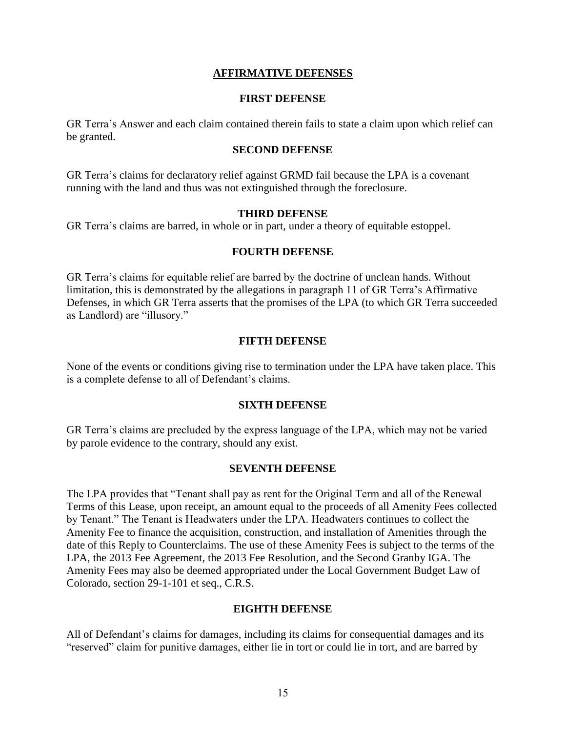## AFFIRMATIVE DEFENSES

### FIRST DEFENSE

GR Terra's Answer and each claim contained therein fails to state a claim upon which relief can be granted.

### SECOND DEFENSE

GR Terra's claims for declaratory relief against GRMD fail because the LPA is a covenant running with the land and thus was not extinguished through the foreclosure.

### THIRD DEFENSE

GR Terra's claims are barred, in whole or in part, under a theory of equitable estoppel.

### FOURTH DEFENSE

GR Terra's claims for equitable relief are barred by the doctrine of unclean hands. Without limitation, this is demonstrated by the allegations in paragraph 11 of GR Terra's Affirmative Defenses, in which GR Terra asserts that the promises of the LPA (to which GR Terra succeeded as Landlord) are "illusory."

### FIFTH DEFENSE

None of the events or conditions giving rise to termination under the LPA have taken place. This is a complete defense to all of Defendant's claims.

### SIXTH DEFENSE

GR Terra's claims are precluded by the express language of the LPA, which may not be varied by parole evidence to the contrary, should any exist.

### SEVENTH DEFENSE

The LPA provides that "Tenant shall pay as rent for the Original Term and all of the Renewal Terms of this Lease, upon receipt, an amount equal to the proceeds of all Amenity Fees collected by Tenant." The Tenant is Headwaters under the LPA. Headwaters continues to collect the Amenity Fee to finance the acquisition, construction, and installation of Amenities through the date of this Reply to Counterclaims. The use of these Amenity Fees is subject to the terms of the LPA, the 2013 Fee Agreement, the 2013 Fee Resolution, and the Second Granby IGA. The Amenity Fees may also be deemed appropriated under the Local Government Budget Law of Colorado, section 29-1-101 et seq., C.R.S.

### EIGHTH DEFENSE

All of Defendant's claims for damages, including its claims for consequential damages and its "reserved" claim for punitive damages, either lie in tort or could lie in tort, and are barred by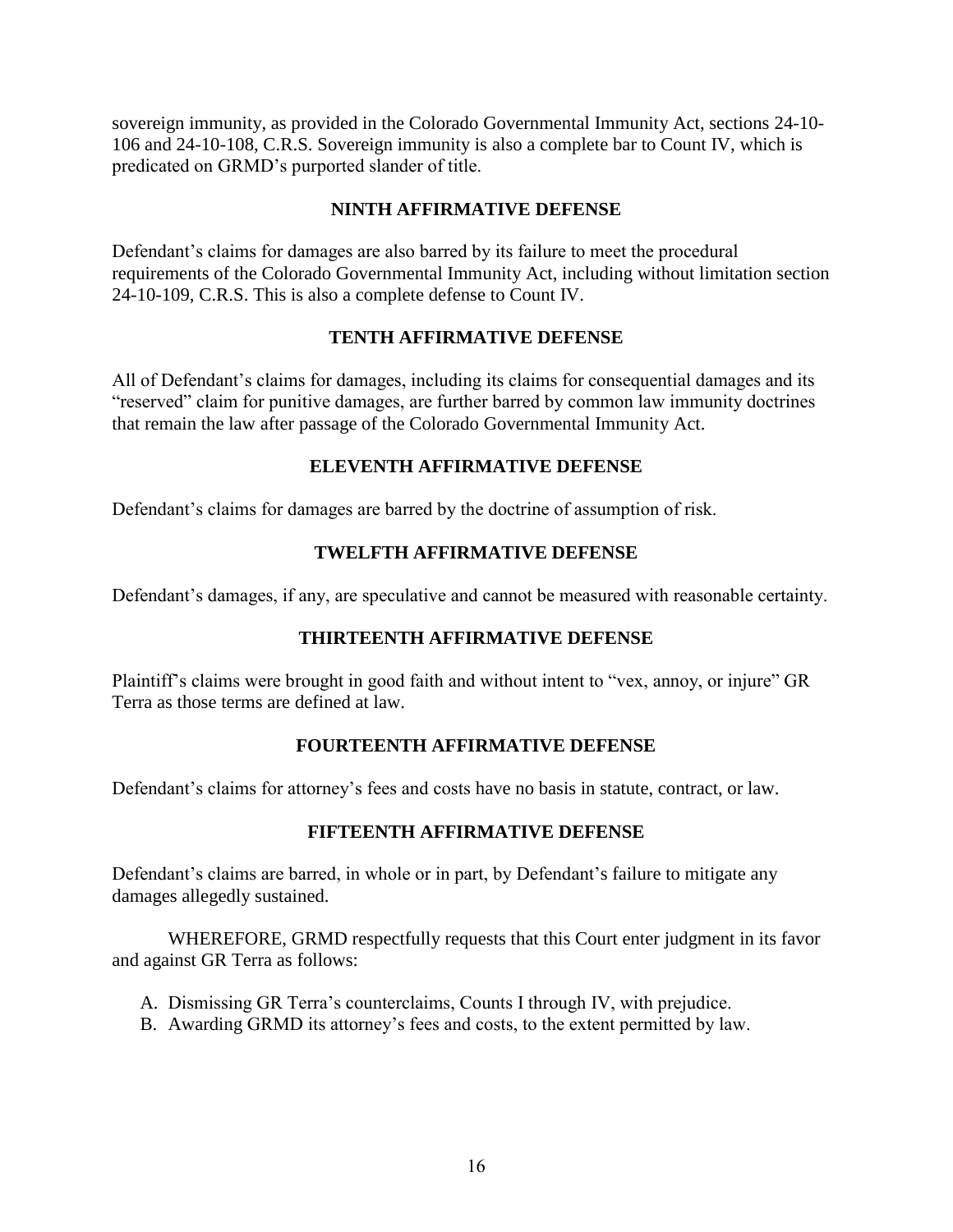sovereign immunity, as provided in the Colorado Governmental Immunity Act, sections 24-10-106 and 24-10-108, C.R.S. Sovereign immunity is also a complete bar to Count IV, which is predicated on GRMD's purported slander of title.

**NINTH AFFIRMATIVE DEFENSE**

Defendant's claims for damages are also barred by its failure to meet the procedural requirements of the Colorado Governmental Immunity Act, including without limitation section 24-10-109, C.R.S. This is also a complete defense to Count IV.

**TENTH AFFIRMATIVE DEFENSE**

All of Defendant's claims for damages, including its claims for consequential damages and its "reserved" claim for punitive damages, are further barred by common law immunity doctrines that remain the law after passage of the Colorado Governmental Immunity Act.

**ELEVENTH AFFIRMATIVE DEFENSE**

Defendant's claims for damages are barred by the doctrine of assumption of risk.

**TWELFTH AFFIRMATIVE DEFENSE**

Defendant's damages, if any, are speculative and cannot be measured with reasonable certainty.

**THIRTEENTH AFFIRMATIVE DEFENSE**

Plaintiff's claims were brought in good faith and without intent to "vex, annoy, or injure" GR Terra as those terms are defined at law.

**FOURTEENTH AFFIRMATIVE DEFENSE**

Defendant's claims for attorney's fees and costs have no basis in statute, contract, or law.

**FIFTEENTH AFFIRMATIVE DEFENSE**

Defendant's claims are barred, in whole or in part, by Defendant's failure to mitigate any damages allegedly sustained.

WHEREFORE, GRMD respectfully requests that this Court enter judgment in its favor and against GR Terra as follows:

A. Dismissing GR Terra's counterclaims, Counts I through IV, with prejudice.
B. Awarding GRMD its attorney's fees and costs, to the extent permitted by law.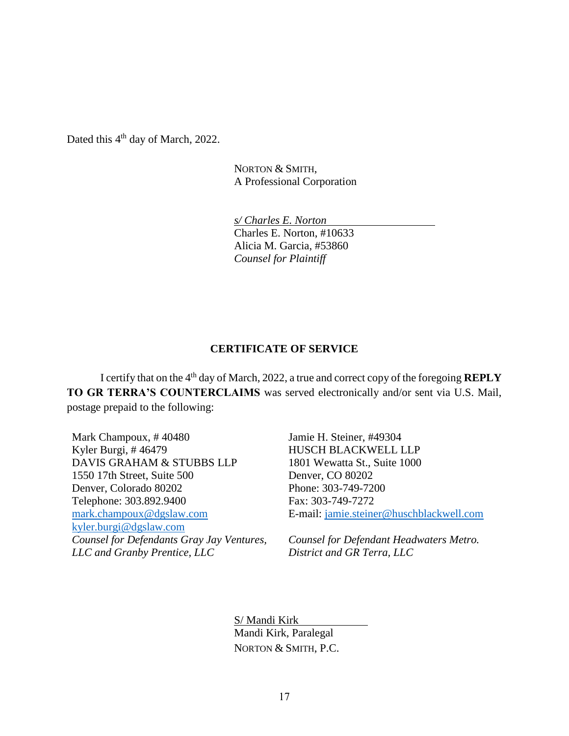Dated this 4th day of March, 2022.

NORTON & SMITH,
A Professional Corporation

*s/ Charles E. Norton*
Charles E. Norton, #10633
Alicia M. Garcia, #53860
*Counsel for Plaintiff*

**CERTIFICATE OF SERVICE**

I certify that on the 4th day of March, 2022, a true and correct copy of the foregoing **REPLY TO GR TERRA'S COUNTERCLAIMS** was served electronically and/or sent via U.S. Mail, postage prepaid to the following:

Mark Champoux, # 40480
Kyler Burgi, # 46479
DAVIS GRAHAM & STUBBS LLP
1550 17th Street, Suite 500
Denver, Colorado 80202
Telephone: 303.892.9400
mark.champoux@dgslaw.com
kyler.burgi@dgslaw.com
*Counsel for Defendants Gray Jay Ventures, LLC and Granby Prentice, LLC*

Jamie H. Steiner, #49304
HUSCH BLACKWELL LLP
1801 Wewatta St., Suite 1000
Denver, CO 80202
Phone: 303-749-7200
Fax: 303-749-7272
E-mail: jamie.steiner@huschblackwell.com

*Counsel for Defendant Headwaters Metro. District and GR Terra, LLC*

S/ Mandi Kirk
Mandi Kirk, Paralegal
NORTON & SMITH, P.C.